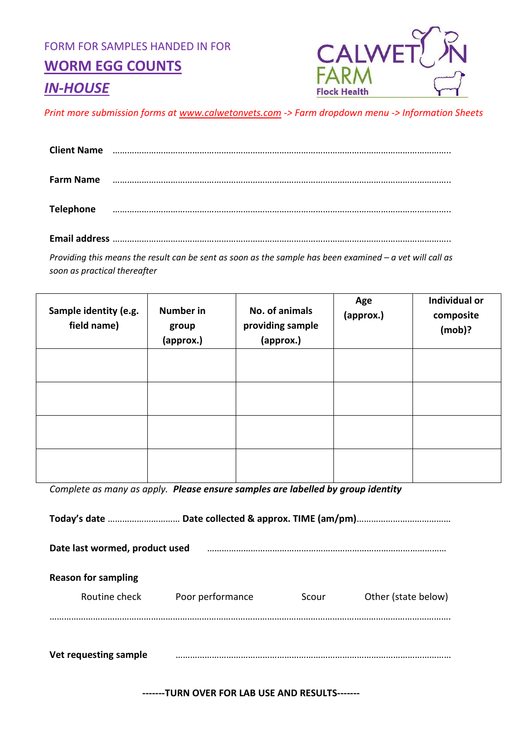FORM FOR SAMPLES HANDED IN FOR

# WORM EGG COUNTS

## *IN-HOUSE*

CALWETON FARM
Flock Health

*Print more submission forms at www.calwetonvets.com -> Farm dropdown menu -> Information Sheets*

**Client Name** ………………………………………………………………………………………………………………………………

**Farm Name** ………………………………………………………………………………………………………………………………

**Telephone** ………………………………………………………………………………………………………………………………

**Email address** ………………………………………………………………………………………………………………………………

*Providing this means the result can be sent as soon as the sample has been examined – a vet will call as soon as practical thereafter*

| Sample identity (e.g. field name) | Number in group (approx.) | No. of animals providing sample (approx.) | Age (approx.) | Individual or composite (mob)? |
|---|---|---|---|---|
| | | | | |
| | | | | |
| | | | | |
| | | | | |

*Complete as many as apply.* ***Please ensure samples are labelled by group identity***

**Today's date** ………………………… **Date collected & approx. TIME (am/pm)**…………………………………

**Date last wormed, product used** ………………………………………………………………………………………

**Reason for sampling**

Routine check  Poor performance  Scour  Other (state below)

………………………………………………………………………………………………………………………………………………

**Vet requesting sample** ……………………………………………………………………………………………………

**-------TURN OVER FOR LAB USE AND RESULTS-------**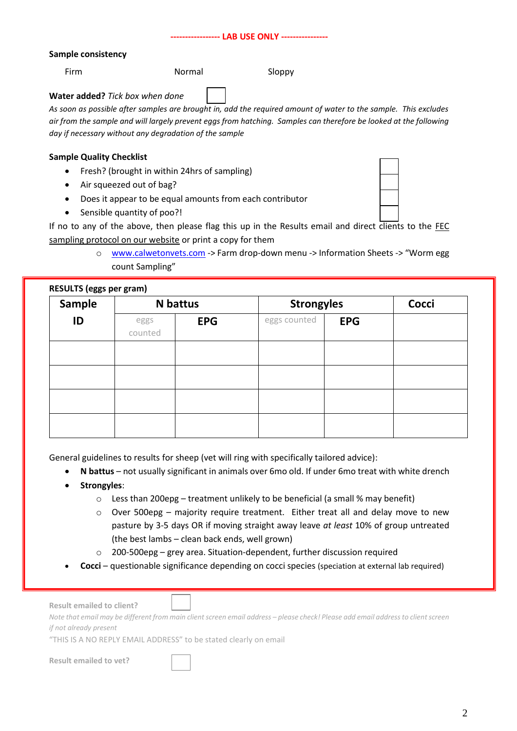---------------- LAB USE ONLY ---------------

**Sample consistency**

Firm Normal Sloppy

**Water added?** *Tick box when done* ☐

*As soon as possible after samples are brought in, add the required amount of water to the sample. This excludes air from the sample and will largely prevent eggs from hatching. Samples can therefore be looked at the following day if necessary without any degradation of the sample*

**Sample Quality Checklist**

- Fresh? (brought in within 24hrs of sampling) ☐
- Air squeezed out of bag? ☐
- Does it appear to be equal amounts from each contributor ☐
- Sensible quantity of poo?! ☐

If no to any of the above, then please flag this up in the Results email and direct clients to the FEC sampling protocol on our website or print a copy for them

- www.calwetonvets.com -> Farm drop-down menu -> Information Sheets -> "Worm egg count Sampling"

**RESULTS (eggs per gram)**

| Sample ID | N battus | | Strongyles | | Cocci |
|---|---|---|---|---|---|
| | eggs counted | EPG | eggs counted | EPG | |
| | | | | | |
| | | | | | |
| | | | | | |
| | | | | | |

General guidelines to results for sheep (vet will ring with specifically tailored advice):

- **N battus** – not usually significant in animals over 6mo old. If under 6mo treat with white drench
- **Strongyles**:
  - Less than 200epg – treatment unlikely to be beneficial (a small % may benefit)
  - Over 500epg – majority require treatment. Either treat all and delay move to new pasture by 3-5 days OR if moving straight away leave *at least* 10% of group untreated (the best lambs – clean back ends, well grown)
  - 200-500epg – grey area. Situation-dependent, further discussion required
- **Cocci** – questionable significance depending on cocci species (speciation at external lab required)

**Result emailed to client?** ☐

*Note that email may be different from main client screen email address – please check! Please add email address to client screen if not already present*

"THIS IS A NO REPLY EMAIL ADDRESS" to be stated clearly on email

**Result emailed to vet?** ☐